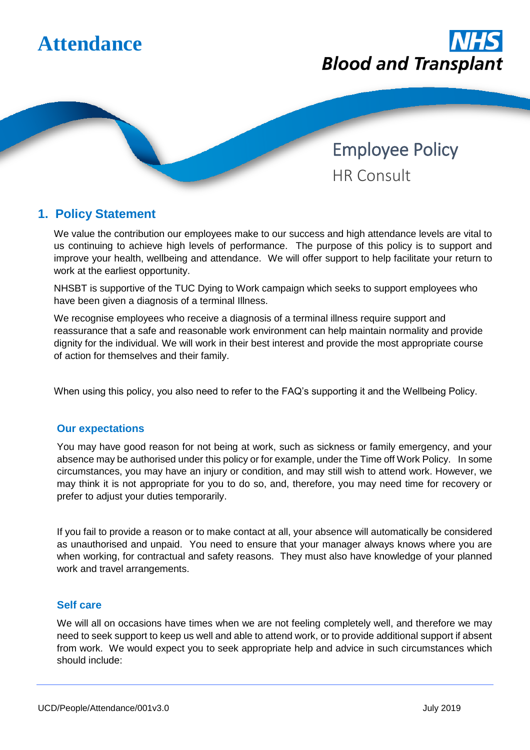# Attendance

NHS Blood and Transplant

Employee Policy

HR Consult

## 1. Policy Statement

We value the contribution our employees make to our success and high attendance levels are vital to us continuing to achieve high levels of performance. The purpose of this policy is to support and improve your health, wellbeing and attendance. We will offer support to help facilitate your return to work at the earliest opportunity.

NHSBT is supportive of the TUC Dying to Work campaign which seeks to support employees who have been given a diagnosis of a terminal Illness.

We recognise employees who receive a diagnosis of a terminal illness require support and reassurance that a safe and reasonable work environment can help maintain normality and provide dignity for the individual. We will work in their best interest and provide the most appropriate course of action for themselves and their family.

When using this policy, you also need to refer to the FAQ's supporting it and the Wellbeing Policy.

### Our expectations

You may have good reason for not being at work, such as sickness or family emergency, and your absence may be authorised under this policy or for example, under the Time off Work Policy. In some circumstances, you may have an injury or condition, and may still wish to attend work. However, we may think it is not appropriate for you to do so, and, therefore, you may need time for recovery or prefer to adjust your duties temporarily.

If you fail to provide a reason or to make contact at all, your absence will automatically be considered as unauthorised and unpaid. You need to ensure that your manager always knows where you are when working, for contractual and safety reasons. They must also have knowledge of your planned work and travel arrangements.

### Self care

We will all on occasions have times when we are not feeling completely well, and therefore we may need to seek support to keep us well and able to attend work, or to provide additional support if absent from work. We would expect you to seek appropriate help and advice in such circumstances which should include:

UCD/People/Attendance/001v3.0 July 2019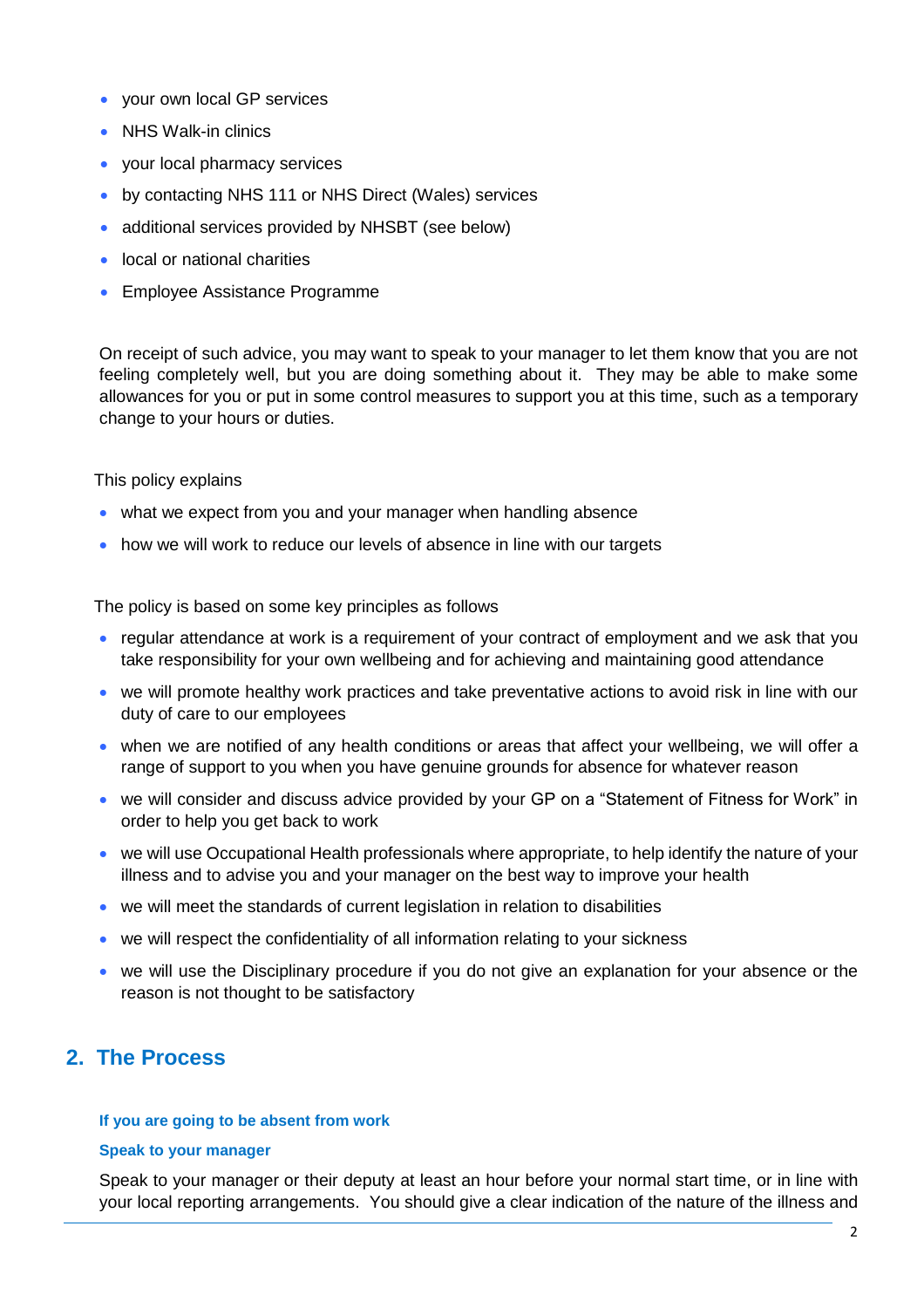- your own local GP services
- NHS Walk-in clinics
- your local pharmacy services
- by contacting NHS 111 or NHS Direct (Wales) services
- additional services provided by NHSBT (see below)
- local or national charities
- Employee Assistance Programme

On receipt of such advice, you may want to speak to your manager to let them know that you are not feeling completely well, but you are doing something about it. They may be able to make some allowances for you or put in some control measures to support you at this time, such as a temporary change to your hours or duties.

This policy explains

- what we expect from you and your manager when handling absence
- how we will work to reduce our levels of absence in line with our targets

The policy is based on some key principles as follows

- regular attendance at work is a requirement of your contract of employment and we ask that you take responsibility for your own wellbeing and for achieving and maintaining good attendance
- we will promote healthy work practices and take preventative actions to avoid risk in line with our duty of care to our employees
- when we are notified of any health conditions or areas that affect your wellbeing, we will offer a range of support to you when you have genuine grounds for absence for whatever reason
- we will consider and discuss advice provided by your GP on a "Statement of Fitness for Work" in order to help you get back to work
- we will use Occupational Health professionals where appropriate, to help identify the nature of your illness and to advise you and your manager on the best way to improve your health
- we will meet the standards of current legislation in relation to disabilities
- we will respect the confidentiality of all information relating to your sickness
- we will use the Disciplinary procedure if you do not give an explanation for your absence or the reason is not thought to be satisfactory

## 2. The Process

#### If you are going to be absent from work

#### Speak to your manager

Speak to your manager or their deputy at least an hour before your normal start time, or in line with your local reporting arrangements. You should give a clear indication of the nature of the illness and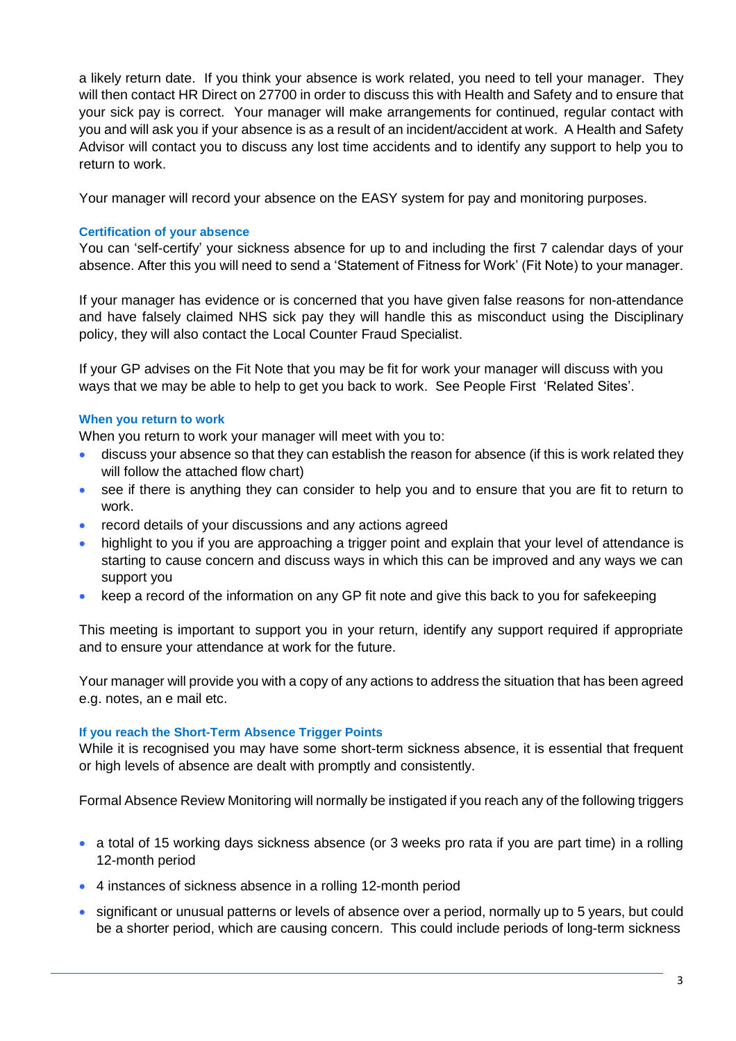a likely return date. If you think your absence is work related, you need to tell your manager. They will then contact HR Direct on 27700 in order to discuss this with Health and Safety and to ensure that your sick pay is correct. Your manager will make arrangements for continued, regular contact with you and will ask you if your absence is as a result of an incident/accident at work. A Health and Safety Advisor will contact you to discuss any lost time accidents and to identify any support to help you to return to work.

Your manager will record your absence on the EASY system for pay and monitoring purposes.

#### Certification of your absence

You can 'self-certify' your sickness absence for up to and including the first 7 calendar days of your absence. After this you will need to send a 'Statement of Fitness for Work' (Fit Note) to your manager.

If your manager has evidence or is concerned that you have given false reasons for non-attendance and have falsely claimed NHS sick pay they will handle this as misconduct using the Disciplinary policy, they will also contact the Local Counter Fraud Specialist.

If your GP advises on the Fit Note that you may be fit for work your manager will discuss with you ways that we may be able to help to get you back to work. See People First 'Related Sites'.

#### When you return to work

When you return to work your manager will meet with you to:

- discuss your absence so that they can establish the reason for absence (if this is work related they will follow the attached flow chart)
- see if there is anything they can consider to help you and to ensure that you are fit to return to work.
- record details of your discussions and any actions agreed
- highlight to you if you are approaching a trigger point and explain that your level of attendance is starting to cause concern and discuss ways in which this can be improved and any ways we can support you
- keep a record of the information on any GP fit note and give this back to you for safekeeping

This meeting is important to support you in your return, identify any support required if appropriate and to ensure your attendance at work for the future.

Your manager will provide you with a copy of any actions to address the situation that has been agreed e.g. notes, an e mail etc.

#### If you reach the Short-Term Absence Trigger Points

While it is recognised you may have some short-term sickness absence, it is essential that frequent or high levels of absence are dealt with promptly and consistently.

Formal Absence Review Monitoring will normally be instigated if you reach any of the following triggers

- a total of 15 working days sickness absence (or 3 weeks pro rata if you are part time) in a rolling 12-month period
- 4 instances of sickness absence in a rolling 12-month period
- significant or unusual patterns or levels of absence over a period, normally up to 5 years, but could be a shorter period, which are causing concern. This could include periods of long-term sickness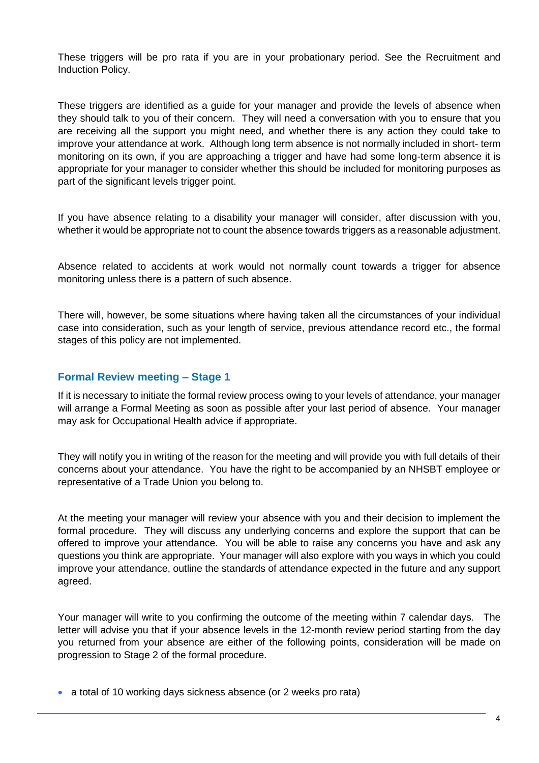These triggers will be pro rata if you are in your probationary period. See the Recruitment and Induction Policy.

These triggers are identified as a guide for your manager and provide the levels of absence when they should talk to you of their concern. They will need a conversation with you to ensure that you are receiving all the support you might need, and whether there is any action they could take to improve your attendance at work. Although long term absence is not normally included in short- term monitoring on its own, if you are approaching a trigger and have had some long-term absence it is appropriate for your manager to consider whether this should be included for monitoring purposes as part of the significant levels trigger point.

If you have absence relating to a disability your manager will consider, after discussion with you, whether it would be appropriate not to count the absence towards triggers as a reasonable adjustment.

Absence related to accidents at work would not normally count towards a trigger for absence monitoring unless there is a pattern of such absence.

There will, however, be some situations where having taken all the circumstances of your individual case into consideration, such as your length of service, previous attendance record etc., the formal stages of this policy are not implemented.

## Formal Review meeting – Stage 1

If it is necessary to initiate the formal review process owing to your levels of attendance, your manager will arrange a Formal Meeting as soon as possible after your last period of absence. Your manager may ask for Occupational Health advice if appropriate.

They will notify you in writing of the reason for the meeting and will provide you with full details of their concerns about your attendance. You have the right to be accompanied by an NHSBT employee or representative of a Trade Union you belong to.

At the meeting your manager will review your absence with you and their decision to implement the formal procedure. They will discuss any underlying concerns and explore the support that can be offered to improve your attendance. You will be able to raise any concerns you have and ask any questions you think are appropriate. Your manager will also explore with you ways in which you could improve your attendance, outline the standards of attendance expected in the future and any support agreed.

Your manager will write to you confirming the outcome of the meeting within 7 calendar days. The letter will advise you that if your absence levels in the 12-month review period starting from the day you returned from your absence are either of the following points, consideration will be made on progression to Stage 2 of the formal procedure.

- a total of 10 working days sickness absence (or 2 weeks pro rata)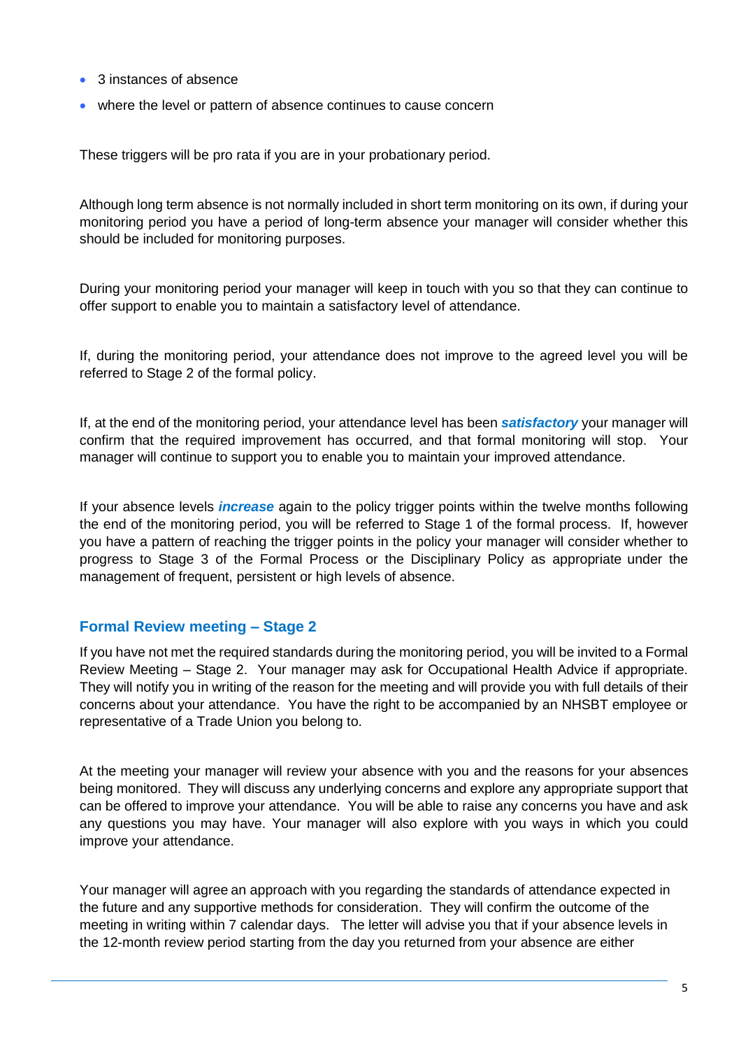- 3 instances of absence
- where the level or pattern of absence continues to cause concern

These triggers will be pro rata if you are in your probationary period.

Although long term absence is not normally included in short term monitoring on its own, if during your monitoring period you have a period of long-term absence your manager will consider whether this should be included for monitoring purposes.

During your monitoring period your manager will keep in touch with you so that they can continue to offer support to enable you to maintain a satisfactory level of attendance.

If, during the monitoring period, your attendance does not improve to the agreed level you will be referred to Stage 2 of the formal policy.

If, at the end of the monitoring period, your attendance level has been ***satisfactory*** your manager will confirm that the required improvement has occurred, and that formal monitoring will stop. Your manager will continue to support you to enable you to maintain your improved attendance.

If your absence levels ***increase*** again to the policy trigger points within the twelve months following the end of the monitoring period, you will be referred to Stage 1 of the formal process. If, however you have a pattern of reaching the trigger points in the policy your manager will consider whether to progress to Stage 3 of the Formal Process or the Disciplinary Policy as appropriate under the management of frequent, persistent or high levels of absence.

### Formal Review meeting – Stage 2

If you have not met the required standards during the monitoring period, you will be invited to a Formal Review Meeting – Stage 2. Your manager may ask for Occupational Health Advice if appropriate. They will notify you in writing of the reason for the meeting and will provide you with full details of their concerns about your attendance. You have the right to be accompanied by an NHSBT employee or representative of a Trade Union you belong to.

At the meeting your manager will review your absence with you and the reasons for your absences being monitored. They will discuss any underlying concerns and explore any appropriate support that can be offered to improve your attendance. You will be able to raise any concerns you have and ask any questions you may have. Your manager will also explore with you ways in which you could improve your attendance.

Your manager will agree an approach with you regarding the standards of attendance expected in the future and any supportive methods for consideration. They will confirm the outcome of the meeting in writing within 7 calendar days. The letter will advise you that if your absence levels in the 12-month review period starting from the day you returned from your absence are either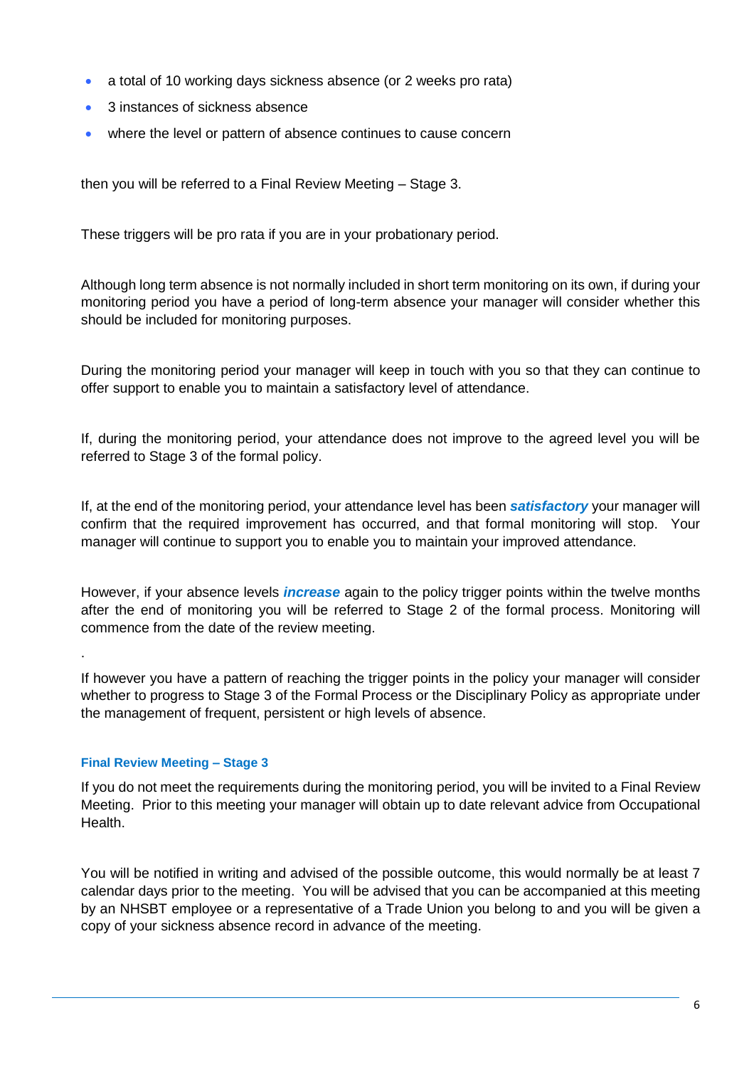- a total of 10 working days sickness absence (or 2 weeks pro rata)
- 3 instances of sickness absence
- where the level or pattern of absence continues to cause concern

then you will be referred to a Final Review Meeting – Stage 3.

These triggers will be pro rata if you are in your probationary period.

Although long term absence is not normally included in short term monitoring on its own, if during your monitoring period you have a period of long-term absence your manager will consider whether this should be included for monitoring purposes.

During the monitoring period your manager will keep in touch with you so that they can continue to offer support to enable you to maintain a satisfactory level of attendance.

If, during the monitoring period, your attendance does not improve to the agreed level you will be referred to Stage 3 of the formal policy.

If, at the end of the monitoring period, your attendance level has been ***satisfactory*** your manager will confirm that the required improvement has occurred, and that formal monitoring will stop. Your manager will continue to support you to enable you to maintain your improved attendance.

However, if your absence levels ***increase*** again to the policy trigger points within the twelve months after the end of monitoring you will be referred to Stage 2 of the formal process. Monitoring will commence from the date of the review meeting.

.

If however you have a pattern of reaching the trigger points in the policy your manager will consider whether to progress to Stage 3 of the Formal Process or the Disciplinary Policy as appropriate under the management of frequent, persistent or high levels of absence.

#### Final Review Meeting – Stage 3

If you do not meet the requirements during the monitoring period, you will be invited to a Final Review Meeting. Prior to this meeting your manager will obtain up to date relevant advice from Occupational Health.

You will be notified in writing and advised of the possible outcome, this would normally be at least 7 calendar days prior to the meeting. You will be advised that you can be accompanied at this meeting by an NHSBT employee or a representative of a Trade Union you belong to and you will be given a copy of your sickness absence record in advance of the meeting.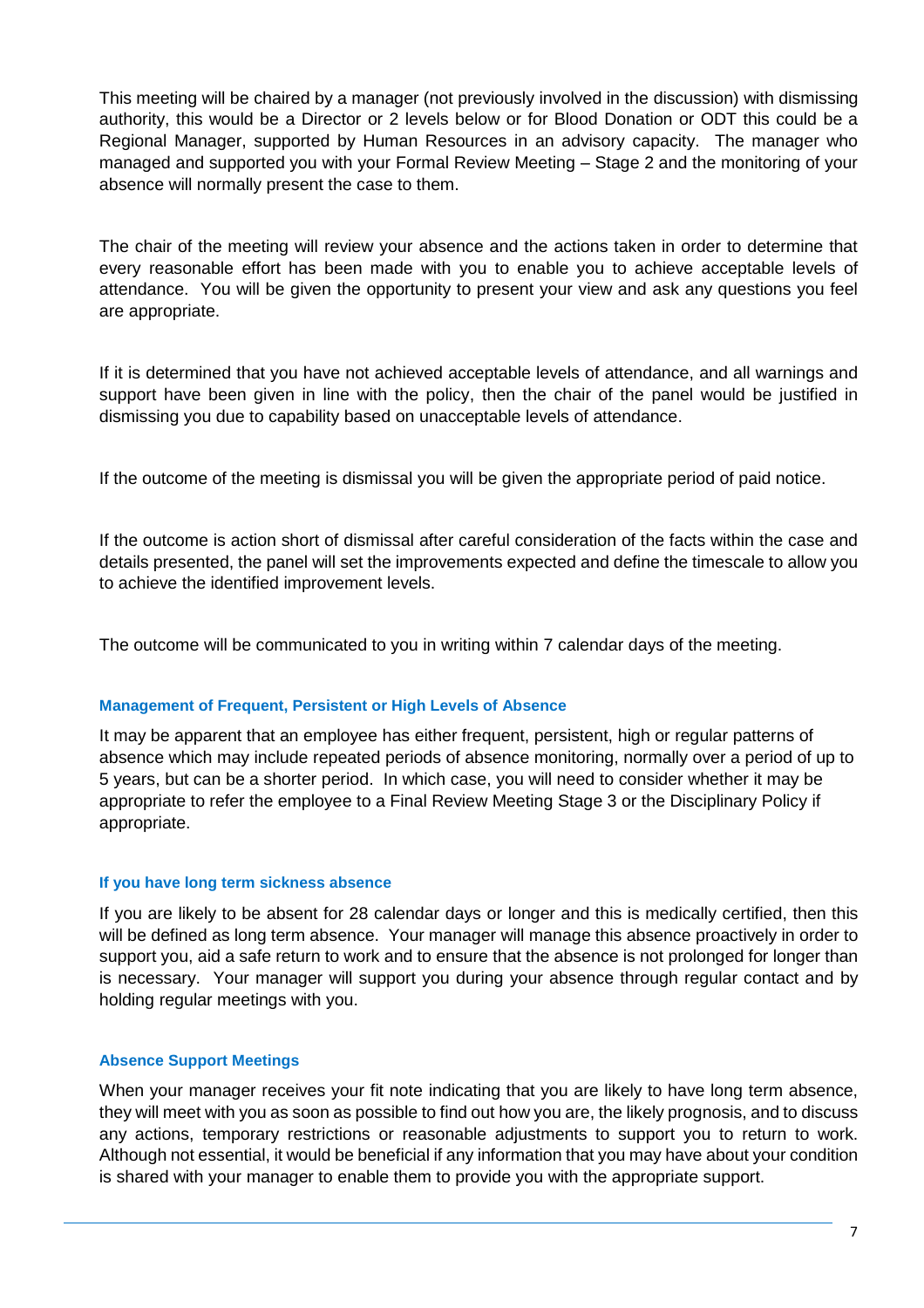This meeting will be chaired by a manager (not previously involved in the discussion) with dismissing authority, this would be a Director or 2 levels below or for Blood Donation or ODT this could be a Regional Manager, supported by Human Resources in an advisory capacity. The manager who managed and supported you with your Formal Review Meeting – Stage 2 and the monitoring of your absence will normally present the case to them.

The chair of the meeting will review your absence and the actions taken in order to determine that every reasonable effort has been made with you to enable you to achieve acceptable levels of attendance. You will be given the opportunity to present your view and ask any questions you feel are appropriate.

If it is determined that you have not achieved acceptable levels of attendance, and all warnings and support have been given in line with the policy, then the chair of the panel would be justified in dismissing you due to capability based on unacceptable levels of attendance.

If the outcome of the meeting is dismissal you will be given the appropriate period of paid notice.

If the outcome is action short of dismissal after careful consideration of the facts within the case and details presented, the panel will set the improvements expected and define the timescale to allow you to achieve the identified improvement levels.

The outcome will be communicated to you in writing within 7 calendar days of the meeting.

#### Management of Frequent, Persistent or High Levels of Absence

It may be apparent that an employee has either frequent, persistent, high or regular patterns of absence which may include repeated periods of absence monitoring, normally over a period of up to 5 years, but can be a shorter period. In which case, you will need to consider whether it may be appropriate to refer the employee to a Final Review Meeting Stage 3 or the Disciplinary Policy if appropriate.

#### If you have long term sickness absence

If you are likely to be absent for 28 calendar days or longer and this is medically certified, then this will be defined as long term absence. Your manager will manage this absence proactively in order to support you, aid a safe return to work and to ensure that the absence is not prolonged for longer than is necessary. Your manager will support you during your absence through regular contact and by holding regular meetings with you.

#### Absence Support Meetings

When your manager receives your fit note indicating that you are likely to have long term absence, they will meet with you as soon as possible to find out how you are, the likely prognosis, and to discuss any actions, temporary restrictions or reasonable adjustments to support you to return to work. Although not essential, it would be beneficial if any information that you may have about your condition is shared with your manager to enable them to provide you with the appropriate support.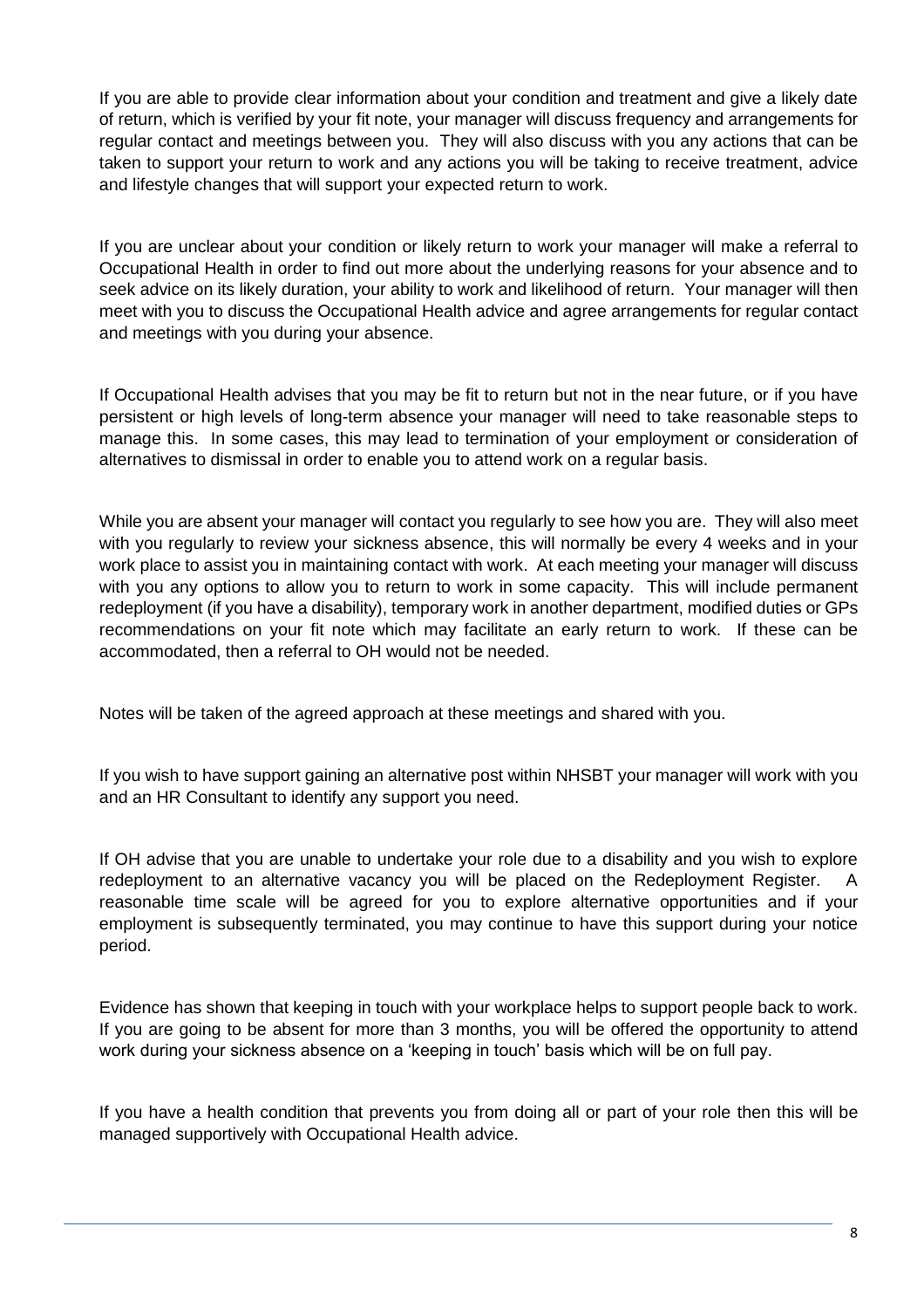If you are able to provide clear information about your condition and treatment and give a likely date of return, which is verified by your fit note, your manager will discuss frequency and arrangements for regular contact and meetings between you. They will also discuss with you any actions that can be taken to support your return to work and any actions you will be taking to receive treatment, advice and lifestyle changes that will support your expected return to work.

If you are unclear about your condition or likely return to work your manager will make a referral to Occupational Health in order to find out more about the underlying reasons for your absence and to seek advice on its likely duration, your ability to work and likelihood of return. Your manager will then meet with you to discuss the Occupational Health advice and agree arrangements for regular contact and meetings with you during your absence.

If Occupational Health advises that you may be fit to return but not in the near future, or if you have persistent or high levels of long-term absence your manager will need to take reasonable steps to manage this. In some cases, this may lead to termination of your employment or consideration of alternatives to dismissal in order to enable you to attend work on a regular basis.

While you are absent your manager will contact you regularly to see how you are. They will also meet with you regularly to review your sickness absence, this will normally be every 4 weeks and in your work place to assist you in maintaining contact with work. At each meeting your manager will discuss with you any options to allow you to return to work in some capacity. This will include permanent redeployment (if you have a disability), temporary work in another department, modified duties or GPs recommendations on your fit note which may facilitate an early return to work. If these can be accommodated, then a referral to OH would not be needed.

Notes will be taken of the agreed approach at these meetings and shared with you.

If you wish to have support gaining an alternative post within NHSBT your manager will work with you and an HR Consultant to identify any support you need.

If OH advise that you are unable to undertake your role due to a disability and you wish to explore redeployment to an alternative vacancy you will be placed on the Redeployment Register. A reasonable time scale will be agreed for you to explore alternative opportunities and if your employment is subsequently terminated, you may continue to have this support during your notice period.

Evidence has shown that keeping in touch with your workplace helps to support people back to work. If you are going to be absent for more than 3 months, you will be offered the opportunity to attend work during your sickness absence on a 'keeping in touch' basis which will be on full pay.

If you have a health condition that prevents you from doing all or part of your role then this will be managed supportively with Occupational Health advice.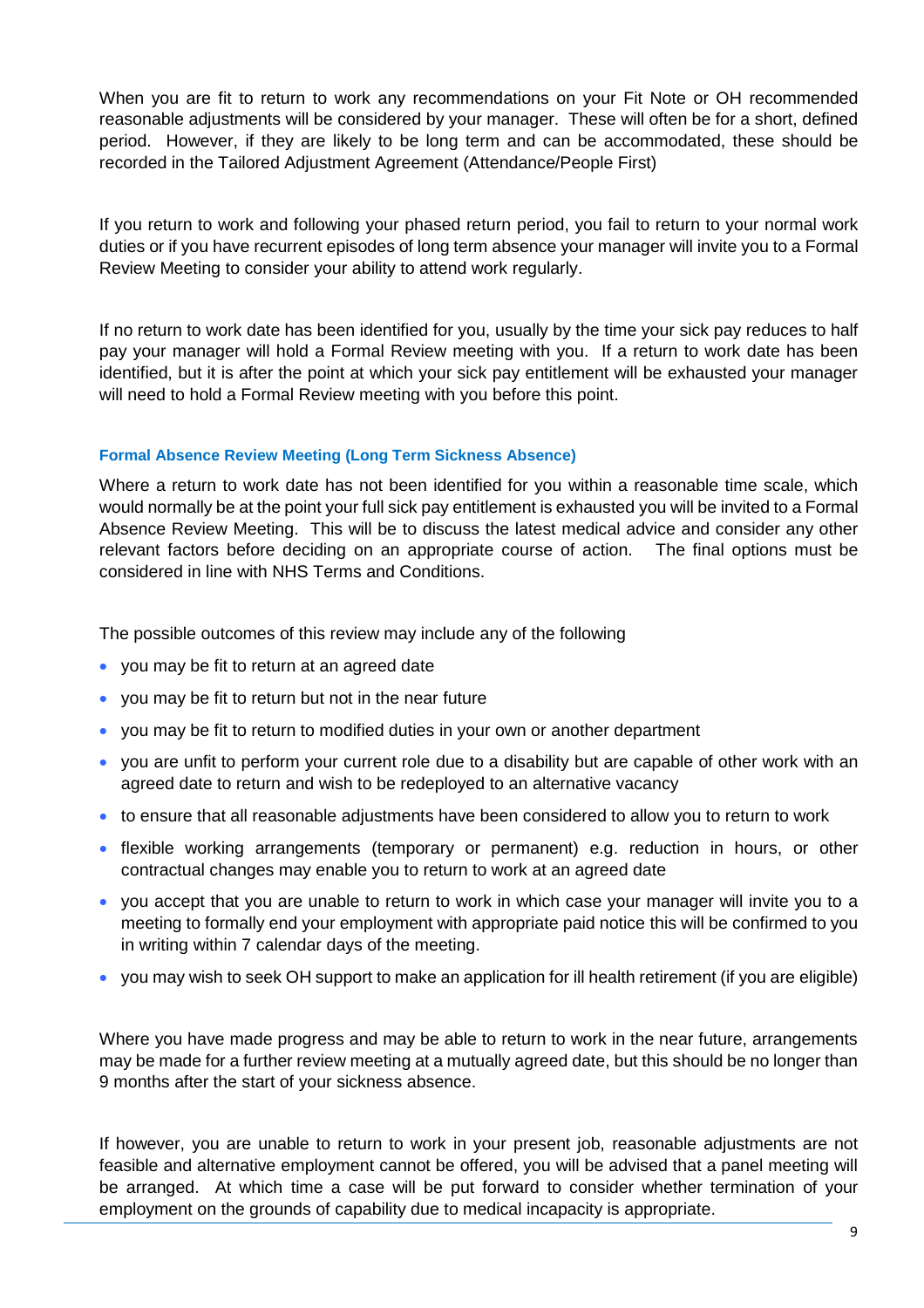When you are fit to return to work any recommendations on your Fit Note or OH recommended reasonable adjustments will be considered by your manager. These will often be for a short, defined period. However, if they are likely to be long term and can be accommodated, these should be recorded in the Tailored Adjustment Agreement (Attendance/People First)

If you return to work and following your phased return period, you fail to return to your normal work duties or if you have recurrent episodes of long term absence your manager will invite you to a Formal Review Meeting to consider your ability to attend work regularly.

If no return to work date has been identified for you, usually by the time your sick pay reduces to half pay your manager will hold a Formal Review meeting with you. If a return to work date has been identified, but it is after the point at which your sick pay entitlement will be exhausted your manager will need to hold a Formal Review meeting with you before this point.

### Formal Absence Review Meeting (Long Term Sickness Absence)

Where a return to work date has not been identified for you within a reasonable time scale, which would normally be at the point your full sick pay entitlement is exhausted you will be invited to a Formal Absence Review Meeting. This will be to discuss the latest medical advice and consider any other relevant factors before deciding on an appropriate course of action. The final options must be considered in line with NHS Terms and Conditions.

The possible outcomes of this review may include any of the following

- you may be fit to return at an agreed date
- you may be fit to return but not in the near future
- you may be fit to return to modified duties in your own or another department
- you are unfit to perform your current role due to a disability but are capable of other work with an agreed date to return and wish to be redeployed to an alternative vacancy
- to ensure that all reasonable adjustments have been considered to allow you to return to work
- flexible working arrangements (temporary or permanent) e.g. reduction in hours, or other contractual changes may enable you to return to work at an agreed date
- you accept that you are unable to return to work in which case your manager will invite you to a meeting to formally end your employment with appropriate paid notice this will be confirmed to you in writing within 7 calendar days of the meeting.
- you may wish to seek OH support to make an application for ill health retirement (if you are eligible)

Where you have made progress and may be able to return to work in the near future, arrangements may be made for a further review meeting at a mutually agreed date, but this should be no longer than 9 months after the start of your sickness absence.

If however, you are unable to return to work in your present job, reasonable adjustments are not feasible and alternative employment cannot be offered, you will be advised that a panel meeting will be arranged. At which time a case will be put forward to consider whether termination of your employment on the grounds of capability due to medical incapacity is appropriate.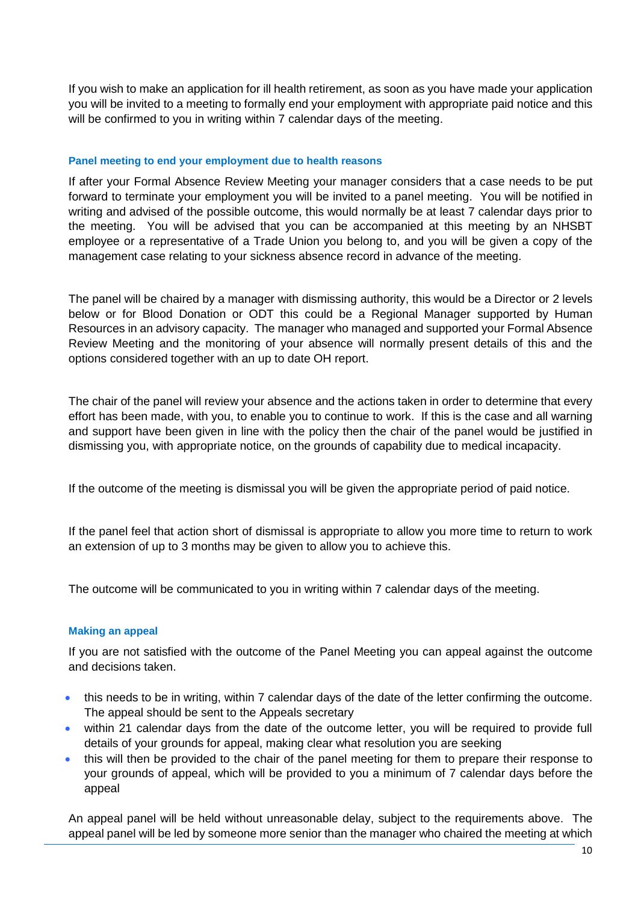If you wish to make an application for ill health retirement, as soon as you have made your application you will be invited to a meeting to formally end your employment with appropriate paid notice and this will be confirmed to you in writing within 7 calendar days of the meeting.

### Panel meeting to end your employment due to health reasons

If after your Formal Absence Review Meeting your manager considers that a case needs to be put forward to terminate your employment you will be invited to a panel meeting. You will be notified in writing and advised of the possible outcome, this would normally be at least 7 calendar days prior to the meeting. You will be advised that you can be accompanied at this meeting by an NHSBT employee or a representative of a Trade Union you belong to, and you will be given a copy of the management case relating to your sickness absence record in advance of the meeting.

The panel will be chaired by a manager with dismissing authority, this would be a Director or 2 levels below or for Blood Donation or ODT this could be a Regional Manager supported by Human Resources in an advisory capacity. The manager who managed and supported your Formal Absence Review Meeting and the monitoring of your absence will normally present details of this and the options considered together with an up to date OH report.

The chair of the panel will review your absence and the actions taken in order to determine that every effort has been made, with you, to enable you to continue to work. If this is the case and all warning and support have been given in line with the policy then the chair of the panel would be justified in dismissing you, with appropriate notice, on the grounds of capability due to medical incapacity.

If the outcome of the meeting is dismissal you will be given the appropriate period of paid notice.

If the panel feel that action short of dismissal is appropriate to allow you more time to return to work an extension of up to 3 months may be given to allow you to achieve this.

The outcome will be communicated to you in writing within 7 calendar days of the meeting.

### Making an appeal

If you are not satisfied with the outcome of the Panel Meeting you can appeal against the outcome and decisions taken.

- this needs to be in writing, within 7 calendar days of the date of the letter confirming the outcome. The appeal should be sent to the Appeals secretary
- within 21 calendar days from the date of the outcome letter, you will be required to provide full details of your grounds for appeal, making clear what resolution you are seeking
- this will then be provided to the chair of the panel meeting for them to prepare their response to your grounds of appeal, which will be provided to you a minimum of 7 calendar days before the appeal

An appeal panel will be held without unreasonable delay, subject to the requirements above. The appeal panel will be led by someone more senior than the manager who chaired the meeting at which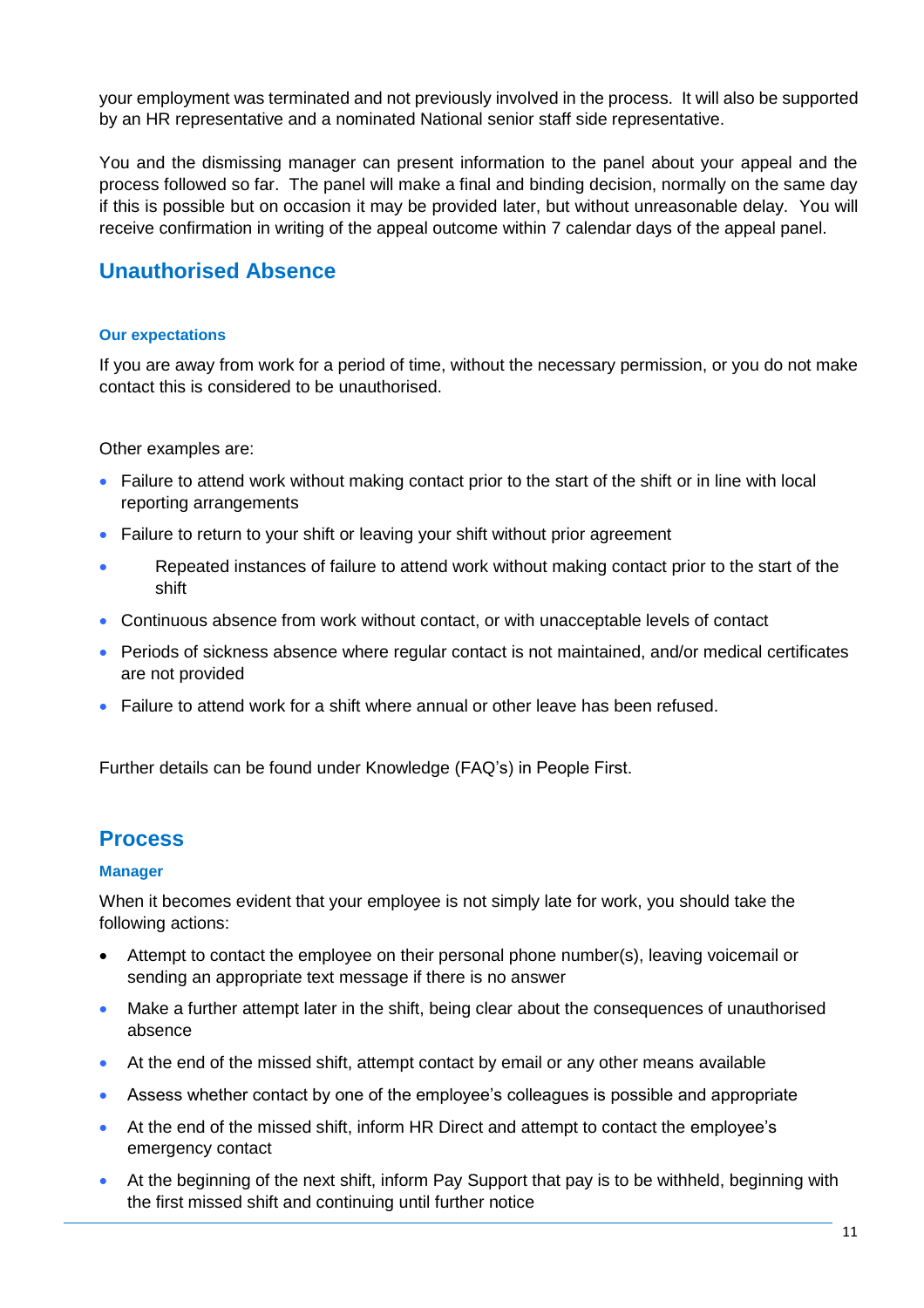your employment was terminated and not previously involved in the process. It will also be supported by an HR representative and a nominated National senior staff side representative.

You and the dismissing manager can present information to the panel about your appeal and the process followed so far. The panel will make a final and binding decision, normally on the same day if this is possible but on occasion it may be provided later, but without unreasonable delay. You will receive confirmation in writing of the appeal outcome within 7 calendar days of the appeal panel.

## Unauthorised Absence

#### Our expectations

If you are away from work for a period of time, without the necessary permission, or you do not make contact this is considered to be unauthorised.

Other examples are:

- Failure to attend work without making contact prior to the start of the shift or in line with local reporting arrangements
- Failure to return to your shift or leaving your shift without prior agreement
- Repeated instances of failure to attend work without making contact prior to the start of the shift
- Continuous absence from work without contact, or with unacceptable levels of contact
- Periods of sickness absence where regular contact is not maintained, and/or medical certificates are not provided
- Failure to attend work for a shift where annual or other leave has been refused.

Further details can be found under Knowledge (FAQ's) in People First.

## Process

#### Manager

When it becomes evident that your employee is not simply late for work, you should take the following actions:

- Attempt to contact the employee on their personal phone number(s), leaving voicemail or sending an appropriate text message if there is no answer
- Make a further attempt later in the shift, being clear about the consequences of unauthorised absence
- At the end of the missed shift, attempt contact by email or any other means available
- Assess whether contact by one of the employee's colleagues is possible and appropriate
- At the end of the missed shift, inform HR Direct and attempt to contact the employee's emergency contact
- At the beginning of the next shift, inform Pay Support that pay is to be withheld, beginning with the first missed shift and continuing until further notice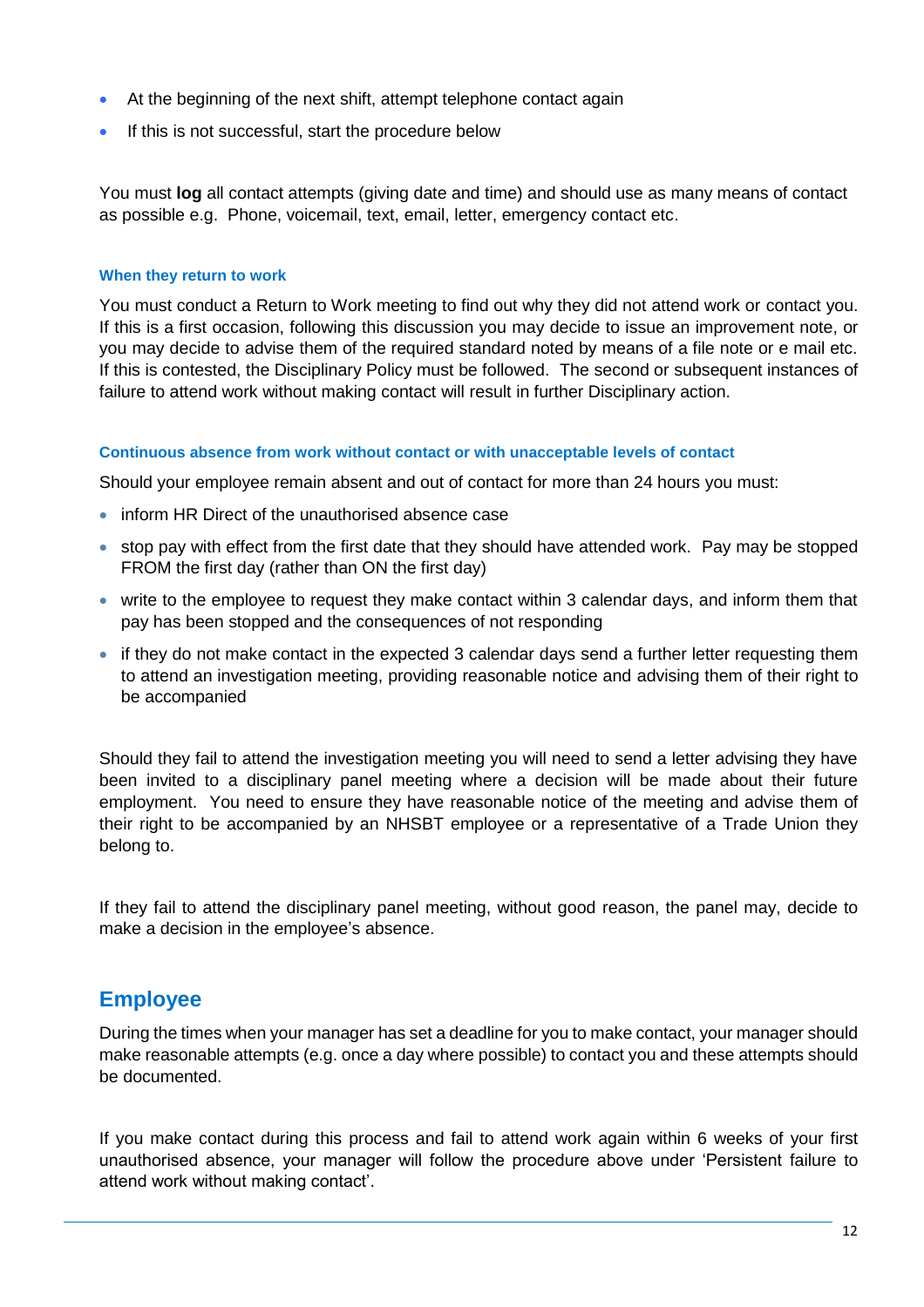- At the beginning of the next shift, attempt telephone contact again
- If this is not successful, start the procedure below

You must **log** all contact attempts (giving date and time) and should use as many means of contact as possible e.g. Phone, voicemail, text, email, letter, emergency contact etc.

#### When they return to work

You must conduct a Return to Work meeting to find out why they did not attend work or contact you. If this is a first occasion, following this discussion you may decide to issue an improvement note, or you may decide to advise them of the required standard noted by means of a file note or e mail etc. If this is contested, the Disciplinary Policy must be followed. The second or subsequent instances of failure to attend work without making contact will result in further Disciplinary action.

#### Continuous absence from work without contact or with unacceptable levels of contact

Should your employee remain absent and out of contact for more than 24 hours you must:

- inform HR Direct of the unauthorised absence case
- stop pay with effect from the first date that they should have attended work. Pay may be stopped FROM the first day (rather than ON the first day)
- write to the employee to request they make contact within 3 calendar days, and inform them that pay has been stopped and the consequences of not responding
- if they do not make contact in the expected 3 calendar days send a further letter requesting them to attend an investigation meeting, providing reasonable notice and advising them of their right to be accompanied

Should they fail to attend the investigation meeting you will need to send a letter advising they have been invited to a disciplinary panel meeting where a decision will be made about their future employment. You need to ensure they have reasonable notice of the meeting and advise them of their right to be accompanied by an NHSBT employee or a representative of a Trade Union they belong to.

If they fail to attend the disciplinary panel meeting, without good reason, the panel may, decide to make a decision in the employee's absence.

## Employee

During the times when your manager has set a deadline for you to make contact, your manager should make reasonable attempts (e.g. once a day where possible) to contact you and these attempts should be documented.

If you make contact during this process and fail to attend work again within 6 weeks of your first unauthorised absence, your manager will follow the procedure above under 'Persistent failure to attend work without making contact'.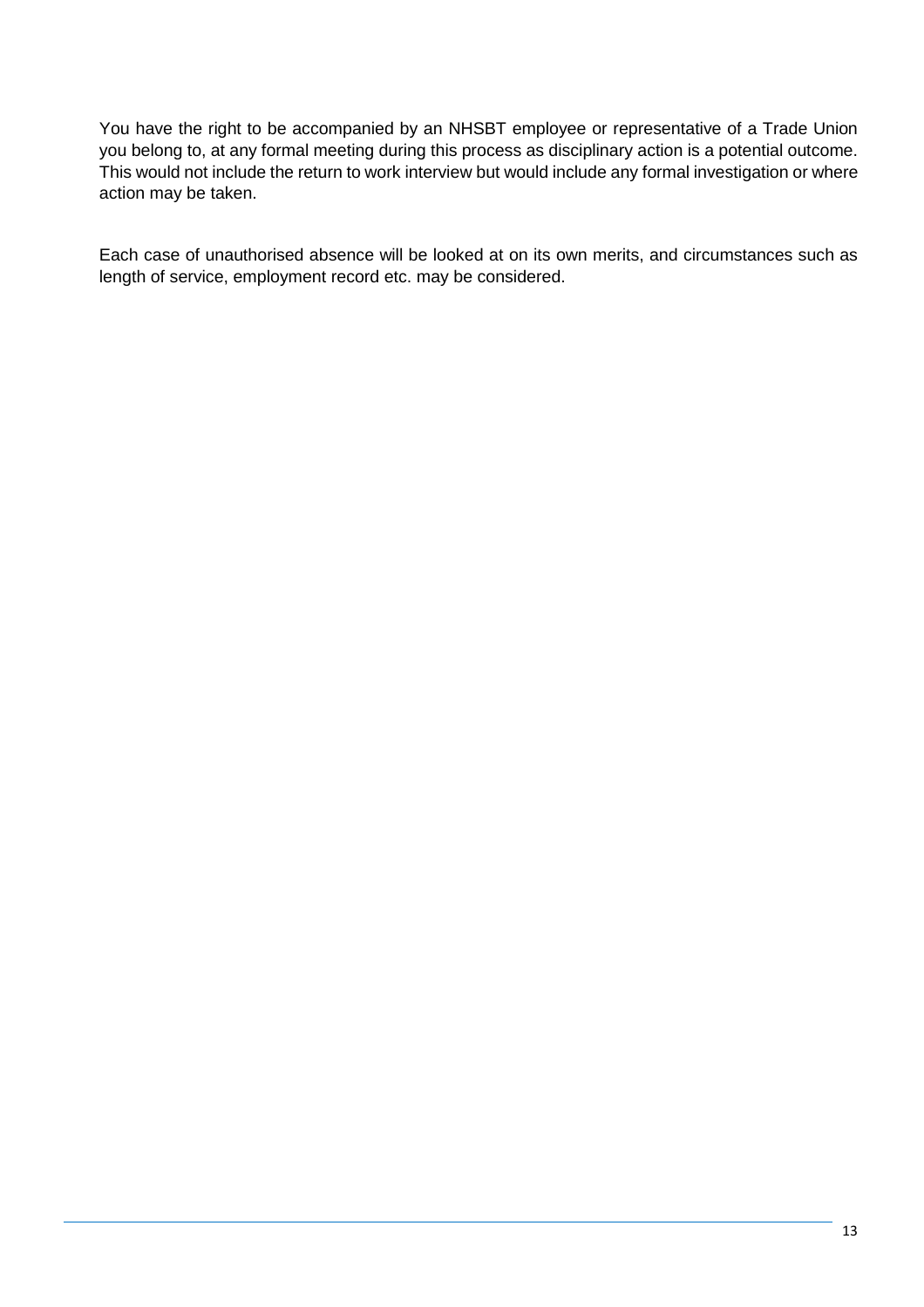You have the right to be accompanied by an NHSBT employee or representative of a Trade Union you belong to, at any formal meeting during this process as disciplinary action is a potential outcome. This would not include the return to work interview but would include any formal investigation or where action may be taken.

Each case of unauthorised absence will be looked at on its own merits, and circumstances such as length of service, employment record etc. may be considered.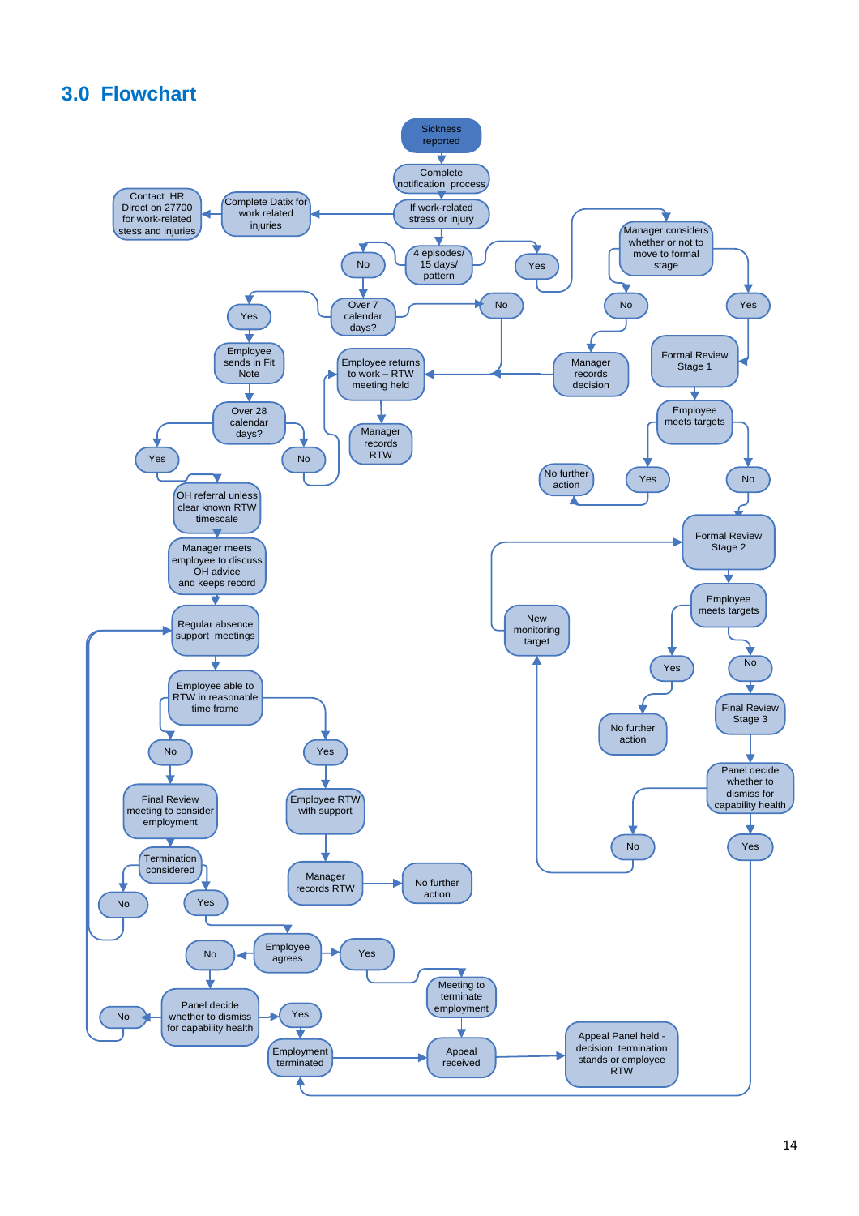## 3.0 Flowchart

Sickness reported

Complete notification process

If work-related stress or injury

Complete Datix for work related injuries

Contact HR Direct on 27700 for work-related stess and injuries

4 episodes/ 15 days/ pattern

No

Yes

Manager considers whether or not to move to formal stage

Over 7 calendar days?

No

No

Yes

Yes

Employee sends in Fit Note

Employee returns to work – RTW meeting held

Manager records decision

Formal Review Stage 1

Manager records RTW

Over 28 calendar days?

Employee meets targets

Yes

No

No further action

Yes

No

OH referral unless clear known RTW timescale

Formal Review Stage 2

Manager meets employee to discuss OH advice and keeps record

Employee meets targets

Regular absence support meetings

New monitoring target

Yes

No

Employee able to RTW in reasonable time frame

No further action

Final Review Stage 3

No

Yes

Panel decide whether to dismiss for capability health

Final Review meeting to consider employment

Employee RTW with support

No

Yes

Termination considered

Manager records RTW

No further action

No

Yes

No

Employee agrees

Yes

Meeting to terminate employment

No

Panel decide whether to dismiss for capability health

Yes

Employment terminated

Appeal received

Appeal Panel held - decision termination stands or employee RTW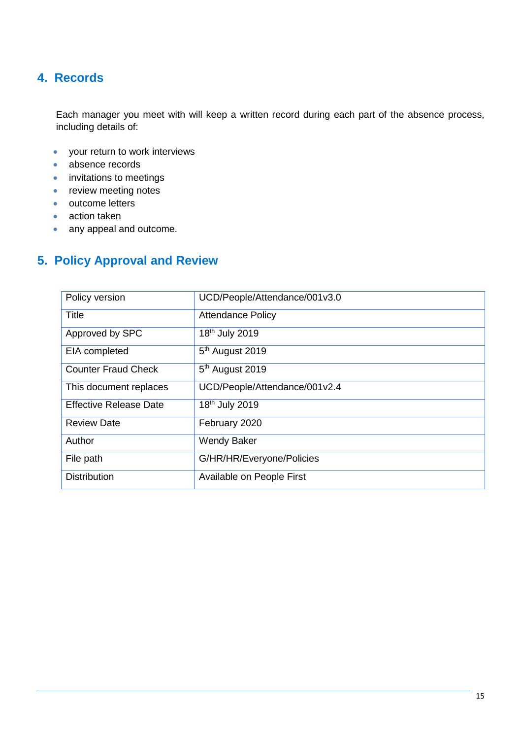## 4. Records

Each manager you meet with will keep a written record during each part of the absence process, including details of:

- your return to work interviews
- absence records
- invitations to meetings
- review meeting notes
- outcome letters
- action taken
- any appeal and outcome.

## 5. Policy Approval and Review

| | |
|---|---|
| Policy version | UCD/People/Attendance/001v3.0 |
| Title | Attendance Policy |
| Approved by SPC | 18th July 2019 |
| EIA completed | 5th August 2019 |
| Counter Fraud Check | 5th August 2019 |
| This document replaces | UCD/People/Attendance/001v2.4 |
| Effective Release Date | 18th July 2019 |
| Review Date | February 2020 |
| Author | Wendy Baker |
| File path | G/HR/HR/Everyone/Policies |
| Distribution | Available on People First |